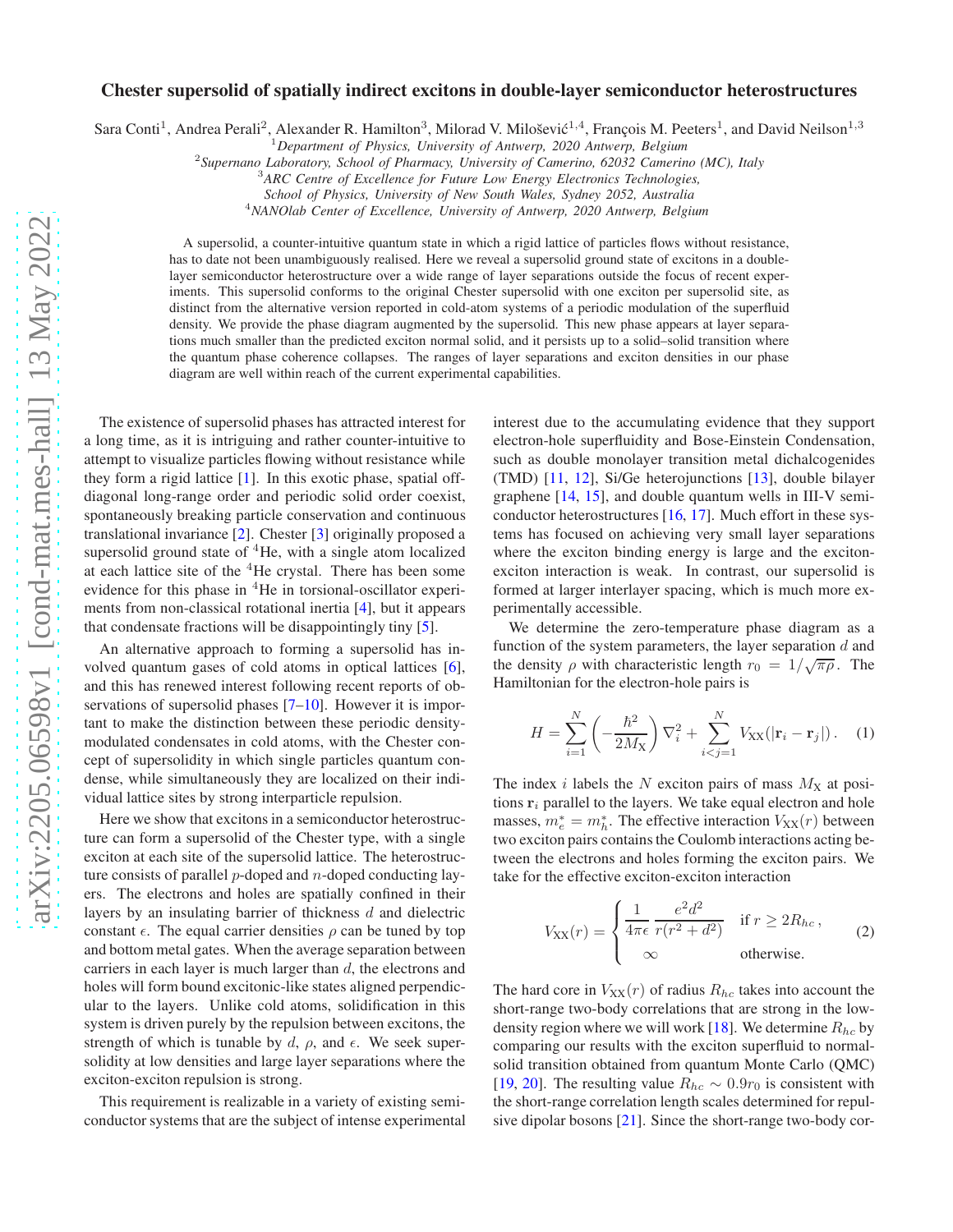# Chester supersolid of spatially indirect excitons in double-layer semiconductor heterostructures

Sara Conti[1], Andrea Perali[2], Alexander R. Hamilton[3], Milorad V. Milošević[1,4], François M. Peeters[1], and David Neilson[1,3]

[1]*Department of Physics, University of Antwerp, 2020 Antwerp, Belgium*
[2]*Supernano Laboratory, School of Pharmacy, University of Camerino, 62032 Camerino (MC), Italy*
[3]*ARC Centre of Excellence for Future Low Energy Electronics Technologies, School of Physics, University of New South Wales, Sydney 2052, Australia*
[4]*NANOlab Center of Excellence, University of Antwerp, 2020 Antwerp, Belgium*

A supersolid, a counter-intuitive quantum state in which a rigid lattice of particles flows without resistance, has to date not been unambiguously realised. Here we reveal a supersolid ground state of excitons in a double-layer semiconductor heterostructure over a wide range of layer separations outside the focus of recent experiments. This supersolid conforms to the original Chester supersolid with one exciton per supersolid site, as distinct from the alternative version reported in cold-atom systems of a periodic modulation of the superfluid density. We provide the phase diagram augmented by the supersolid. This new phase appears at layer separations much smaller than the predicted exciton normal solid, and it persists up to a solid–solid transition where the quantum phase coherence collapses. The ranges of layer separations and exciton densities in our phase diagram are well within reach of the current experimental capabilities.

The existence of supersolid phases has attracted interest for a long time, as it is intriguing and rather counter-intuitive to attempt to visualize particles flowing without resistance while they form a rigid lattice [1]. In this exotic phase, spatial off-diagonal long-range order and periodic solid order coexist, spontaneously breaking particle conservation and continuous translational invariance [2]. Chester [3] originally proposed a supersolid ground state of $^4$He, with a single atom localized at each lattice site of the $^4$He crystal. There has been some evidence for this phase in $^4$He in torsional-oscillator experiments from non-classical rotational inertia [4], but it appears that condensate fractions will be disappointingly tiny [5].

An alternative approach to forming a supersolid has involved quantum gases of cold atoms in optical lattices [6], and this has renewed interest following recent reports of observations of supersolid phases [7–10]. However it is important to make the distinction between these periodic density-modulated condensates in cold atoms, with the Chester concept of supersolidity in which single particles quantum condense, while simultaneously they are localized on their individual lattice sites by strong interparticle repulsion.

Here we show that excitons in a semiconductor heterostructure can form a supersolid of the Chester type, with a single exciton at each site of the supersolid lattice. The heterostructure consists of parallel $p$-doped and $n$-doped conducting layers. The electrons and holes are spatially confined in their layers by an insulating barrier of thickness $d$ and dielectric constant $\epsilon$. The equal carrier densities $\rho$ can be tuned by top and bottom metal gates. When the average separation between carriers in each layer is much larger than $d$, the electrons and holes will form bound excitonic-like states aligned perpendicular to the layers. Unlike cold atoms, solidification in this system is driven purely by the repulsion between excitons, the strength of which is tunable by $d$, $\rho$, and $\epsilon$. We seek supersolidity at low densities and large layer separations where the exciton-exciton repulsion is strong.

This requirement is realizable in a variety of existing semiconductor systems that are the subject of intense experimental interest due to the accumulating evidence that they support electron-hole superfluidity and Bose-Einstein Condensation, such as double monolayer transition metal dichalcogenides (TMD) [11, 12], Si/Ge heterojunctions [13], double bilayer graphene [14, 15], and double quantum wells in III-V semiconductor heterostructures [16, 17]. Much effort in these systems has focused on achieving very small layer separations where the exciton binding energy is large and the exciton-exciton interaction is weak. In contrast, our supersolid is formed at larger interlayer spacing, which is much more experimentally accessible.

We determine the zero-temperature phase diagram as a function of the system parameters, the layer separation $d$ and the density $\rho$ with characteristic length $r_0 = 1/\sqrt{\pi\rho}$. The Hamiltonian for the electron-hole pairs is

$$H = \sum_{i=1}^{N}\left(-\frac{\hbar^2}{2M_{\rm X}}\right)\nabla_i^2 + \sum_{i<j=1}^{N} V_{\rm XX}(|\mathbf{r}_i - \mathbf{r}_j|)\,. \quad (1)$$

The index $i$ labels the $N$ exciton pairs of mass $M_{\rm X}$ at positions $\mathbf{r}_i$ parallel to the layers. We take equal electron and hole masses, $m_e^* = m_h^*$. The effective interaction $V_{\rm XX}(r)$ between two exciton pairs contains the Coulomb interactions acting between the electrons and holes forming the exciton pairs. We take for the effective exciton-exciton interaction

$$V_{\rm XX}(r) = \begin{cases} \dfrac{1}{4\pi\epsilon}\,\dfrac{e^2d^2}{r(r^2+d^2)} & \text{if } r \geq 2R_{hc}\,, \\ \infty & \text{otherwise.} \end{cases} \quad (2)$$

The hard core in $V_{\rm XX}(r)$ of radius $R_{hc}$ takes into account the short-range two-body correlations that are strong in the low-density region where we will work [18]. We determine $R_{hc}$ by comparing our results with the exciton superfluid to normal-solid transition obtained from quantum Monte Carlo (QMC) [19, 20]. The resulting value $R_{hc} \sim 0.9r_0$ is consistent with the short-range correlation length scales determined for repulsive dipolar bosons [21]. Since the short-range two-body cor-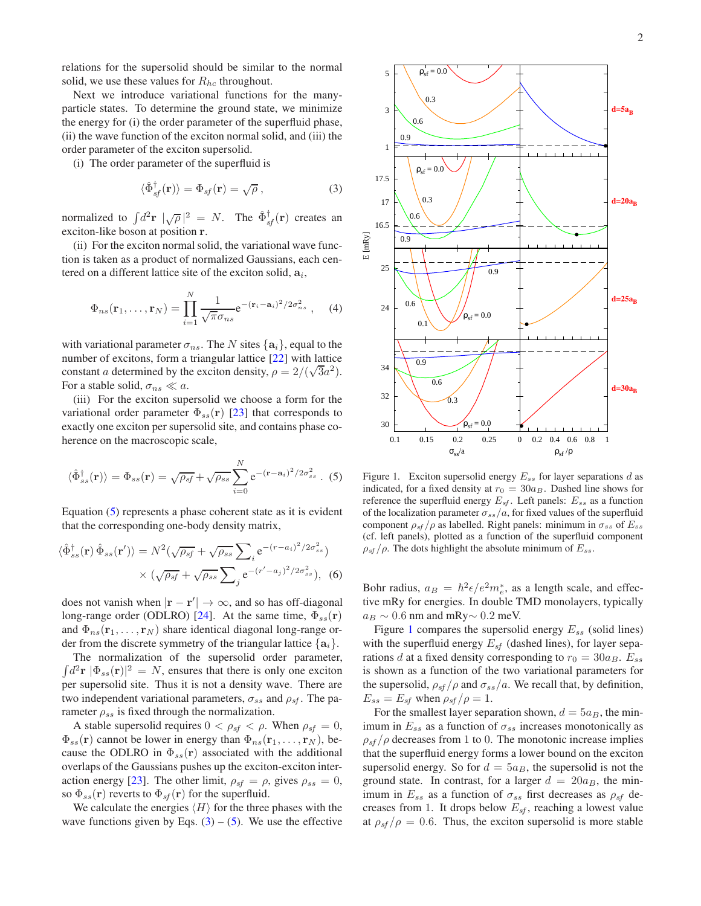relations for the supersolid should be similar to the normal solid, we use these values for $R_{hc}$ throughout.

Next we introduce variational functions for the many-particle states. To determine the ground state, we minimize the energy for (i) the order parameter of the superfluid phase, (ii) the wave function of the exciton normal solid, and (iii) the order parameter of the exciton supersolid.

(i) The order parameter of the superfluid is

$$\langle \hat{\Phi}^{\dagger}_{sf}(\mathbf{r})\rangle = \Phi_{sf}(\mathbf{r}) = \sqrt{\rho}\,, \qquad (3)$$

normalized to $\int d^2\mathbf{r}\ |\sqrt{\rho}\,|^2 = N$. The $\hat{\Phi}^{\dagger}_{sf}(\mathbf{r})$ creates an exciton-like boson at position $\mathbf{r}$.

(ii) For the exciton normal solid, the variational wave function is taken as a product of normalized Gaussians, each centered on a different lattice site of the exciton solid, $\mathbf{a}_i$,

$$\Phi_{ns}(\mathbf{r}_1,\ldots,\mathbf{r}_N) = \prod_{i=1}^{N}\frac{1}{\sqrt{\pi}\sigma_{ns}}\mathrm{e}^{-(\mathbf{r}_i-\mathbf{a}_i)^2/2\sigma^2_{ns}}\,, \qquad (4)$$

with variational parameter $\sigma_{ns}$. The $N$ sites $\{\mathbf{a}_i\}$, equal to the number of excitons, form a triangular lattice [22] with lattice constant $a$ determined by the exciton density, $\rho = 2/(\sqrt{3}a^2)$. For a stable solid, $\sigma_{ns} \ll a$.

(iii) For the exciton supersolid we choose a form for the variational order parameter $\Phi_{ss}(\mathbf{r})$ [23] that corresponds to exactly one exciton per supersolid site, and contains phase coherence on the macroscopic scale,

$$\langle \hat{\Phi}^{\dagger}_{ss}(\mathbf{r})\rangle = \Phi_{ss}(\mathbf{r}) = \sqrt{\rho_{sf}} + \sqrt{\rho_{ss}}\sum_{i=0}^{N}\mathrm{e}^{-(\mathbf{r}-\mathbf{a}_i)^2/2\sigma^2_{ss}}\,. \qquad (5)$$

Equation (5) represents a phase coherent state as it is evident that the corresponding one-body density matrix,

$$\langle \hat{\Phi}^{\dagger}_{ss}(\mathbf{r})\,\hat{\Phi}_{ss}(\mathbf{r}')\rangle = N^2\big(\sqrt{\rho_{sf}} + \sqrt{\rho_{ss}}\sum_i \mathrm{e}^{-(r-a_i)^2/2\sigma^2_{ss}}\big) \times \big(\sqrt{\rho_{sf}} + \sqrt{\rho_{ss}}\sum_j \mathrm{e}^{-(r'-a_j)^2/2\sigma^2_{ss}}\big), \qquad (6)$$

does not vanish when $|\mathbf{r}-\mathbf{r}'| \to \infty$, and so has off-diagonal long-range order (ODLRO) [24]. At the same time, $\Phi_{ss}(\mathbf{r})$ and $\Phi_{ns}(\mathbf{r}_1,\ldots,\mathbf{r}_N)$ share identical diagonal long-range order from the discrete symmetry of the triangular lattice $\{\mathbf{a}_i\}$.

The normalization of the supersolid order parameter, $\int d^2\mathbf{r}\ |\Phi_{ss}(\mathbf{r})|^2 = N$, ensures that there is only one exciton per supersolid site. Thus it is not a density wave. There are two independent variational parameters, $\sigma_{ss}$ and $\rho_{sf}$. The parameter $\rho_{ss}$ is fixed through the normalization.

A stable supersolid requires $0 < \rho_{sf} < \rho$. When $\rho_{sf} = 0$, $\Phi_{ss}(\mathbf{r})$ cannot be lower in energy than $\Phi_{ns}(\mathbf{r}_1,\ldots,\mathbf{r}_N)$, because the ODLRO in $\Phi_{ss}(\mathbf{r})$ associated with the additional overlaps of the Gaussians pushes up the exciton-exciton interaction energy [23]. The other limit, $\rho_{sf} = \rho$, gives $\rho_{ss} = 0$, so $\Phi_{ss}(\mathbf{r})$ reverts to $\Phi_{sf}(\mathbf{r})$ for the superfluid.

We calculate the energies $\langle H\rangle$ for the three phases with the wave functions given by Eqs. (3) – (5). We use the effective Bohr radius, $a_B = \hbar^2\epsilon/e^2m^*_e$, as a length scale, and effective mRy for energies. In double TMD monolayers, typically $a_B \sim 0.6$ nm and mRy$\sim 0.2$ meV.

Figure 1. Exciton supersolid energy $E_{ss}$ for layer separations $d$ as indicated, for a fixed density at $r_0 = 30a_B$. Dashed line shows for reference the superfluid energy $E_{sf}$. Left panels: $E_{ss}$ as a function of the localization parameter $\sigma_{ss}/a$, for fixed values of the superfluid component $\rho_{sf}/\rho$ as labelled. Right panels: minimum in $\sigma_{ss}$ of $E_{ss}$ (cf. left panels), plotted as a function of the superfluid component $\rho_{sf}/\rho$. The dots highlight the absolute minimum of $E_{ss}$.

Figure 1 compares the supersolid energy $E_{ss}$ (solid lines) with the superfluid energy $E_{sf}$ (dashed lines), for layer separations $d$ at a fixed density corresponding to $r_0 = 30a_B$. $E_{ss}$ is shown as a function of the two variational parameters for the supersolid, $\rho_{sf}/\rho$ and $\sigma_{ss}/a$. We recall that, by definition, $E_{ss} = E_{sf}$ when $\rho_{sf}/\rho = 1$.

For the smallest layer separation shown, $d = 5a_B$, the minimum in $E_{ss}$ as a function of $\sigma_{ss}$ increases monotonically as $\rho_{sf}/\rho$ decreases from 1 to 0. The monotonic increase implies that the superfluid energy forms a lower bound on the exciton supersolid energy. So for $d = 5a_B$, the supersolid is not the ground state. In contrast, for a larger $d = 20a_B$, the minimum in $E_{ss}$ as a function of $\sigma_{ss}$ first decreases as $\rho_{sf}$ decreases from 1. It drops below $E_{sf}$, reaching a lowest value at $\rho_{sf}/\rho = 0.6$. Thus, the exciton supersolid is more stable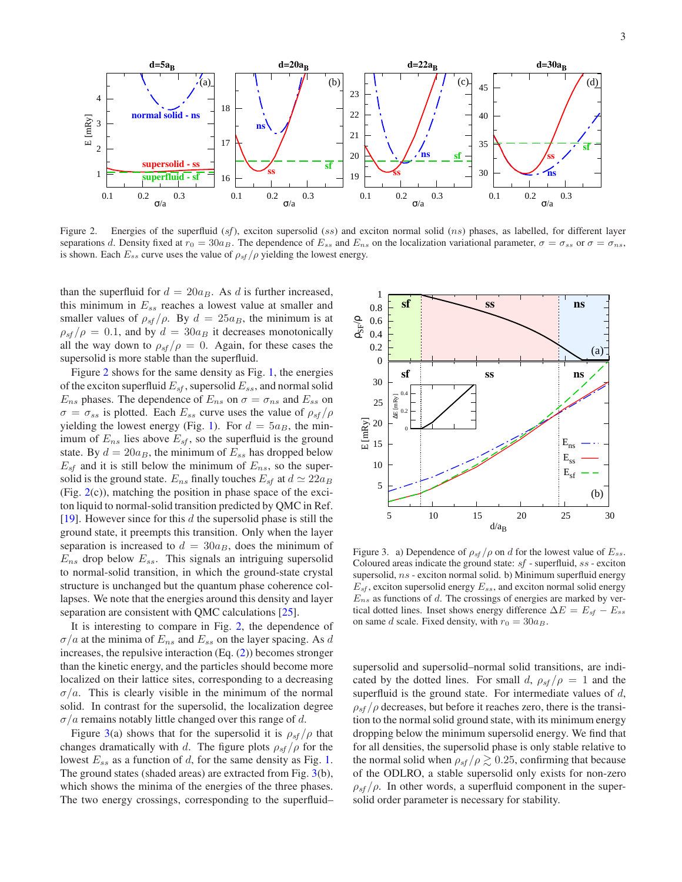Figure 2. Energies of the superfluid ($sf$), exciton supersolid ($ss$) and exciton normal solid ($ns$) phases, as labelled, for different layer separations $d$. Density fixed at $r_0 = 30a_B$. The dependence of $E_{ss}$ and $E_{ns}$ on the localization variational parameter, $\sigma = \sigma_{ss}$ or $\sigma = \sigma_{ns}$, is shown. Each $E_{ss}$ curve uses the value of $\rho_{sf}/\rho$ yielding the lowest energy.

than the superfluid for $d = 20a_B$. As $d$ is further increased, this minimum in $E_{ss}$ reaches a lowest value at smaller and smaller values of $\rho_{sf}/\rho$. By $d = 25a_B$, the minimum is at $\rho_{sf}/\rho = 0.1$, and by $d = 30a_B$ it decreases monotonically all the way down to $\rho_{sf}/\rho = 0$. Again, for these cases the supersolid is more stable than the superfluid.

Figure 2 shows for the same density as Fig. 1, the energies of the exciton superfluid $E_{sf}$, supersolid $E_{ss}$, and normal solid $E_{ns}$ phases. The dependence of $E_{ns}$ on $\sigma = \sigma_{ns}$ and $E_{ss}$ on $\sigma = \sigma_{ss}$ is plotted. Each $E_{ss}$ curve uses the value of $\rho_{sf}/\rho$ yielding the lowest energy (Fig. 1). For $d = 5a_B$, the minimum of $E_{ns}$ lies above $E_{sf}$, so the superfluid is the ground state. By $d = 20a_B$, the minimum of $E_{ss}$ has dropped below $E_{sf}$ and it is still below the minimum of $E_{ns}$, so the supersolid is the ground state. $E_{ns}$ finally touches $E_{sf}$ at $d \simeq 22a_B$ (Fig. 2(c)), matching the position in phase space of the exciton liquid to normal-solid transition predicted by QMC in Ref. [19]. However since for this $d$ the supersolid phase is still the ground state, it preempts this transition. Only when the layer separation is increased to $d = 30a_B$, does the minimum of $E_{ns}$ drop below $E_{ss}$. This signals an intriguing supersolid to normal-solid transition, in which the ground-state crystal structure is unchanged but the quantum phase coherence collapses. We note that the energies around this density and layer separation are consistent with QMC calculations [25].

It is interesting to compare in Fig. 2, the dependence of $\sigma/a$ at the minima of $E_{ns}$ and $E_{ss}$ on the layer spacing. As $d$ increases, the repulsive interaction (Eq. (2)) becomes stronger than the kinetic energy, and the particles should become more localized on their lattice sites, corresponding to a decreasing $\sigma/a$. This is clearly visible in the minimum of the normal solid. In contrast for the supersolid, the localization degree $\sigma/a$ remains notably little changed over this range of $d$.

Figure 3(a) shows that for the supersolid it is $\rho_{sf}/\rho$ that changes dramatically with $d$. The figure plots $\rho_{sf}/\rho$ for the lowest $E_{ss}$ as a function of $d$, for the same density as Fig. 1. The ground states (shaded areas) are extracted from Fig. 3(b), which shows the minima of the energies of the three phases. The two energy crossings, corresponding to the superfluid–supersolid and supersolid–normal solid transitions, are indicated by the dotted lines. For small $d$, $\rho_{sf}/\rho = 1$ and the superfluid is the ground state. For intermediate values of $d$, $\rho_{sf}/\rho$ decreases, but before it reaches zero, there is the transition to the normal solid ground state, with its minimum energy dropping below the minimum supersolid energy. We find that for all densities, the supersolid phase is only stable relative to the normal solid when $\rho_{sf}/\rho \gtrsim 0.25$, confirming that because of the ODLRO, a stable supersolid only exists for non-zero $\rho_{sf}/\rho$. In other words, a superfluid component in the supersolid order parameter is necessary for stability.

Figure 3. a) Dependence of $\rho_{sf}/\rho$ on $d$ for the lowest value of $E_{ss}$. Coloured areas indicate the ground state: $sf$ - superfluid, $ss$ - exciton supersolid, $ns$ - exciton normal solid. b) Minimum superfluid energy $E_{sf}$, exciton supersolid energy $E_{ss}$, and exciton normal solid energy $E_{ns}$ as functions of $d$. The crossings of energies are marked by vertical dotted lines. Inset shows energy difference $\Delta E = E_{sf} - E_{ss}$ on same $d$ scale. Fixed density, with $r_0 = 30a_B$.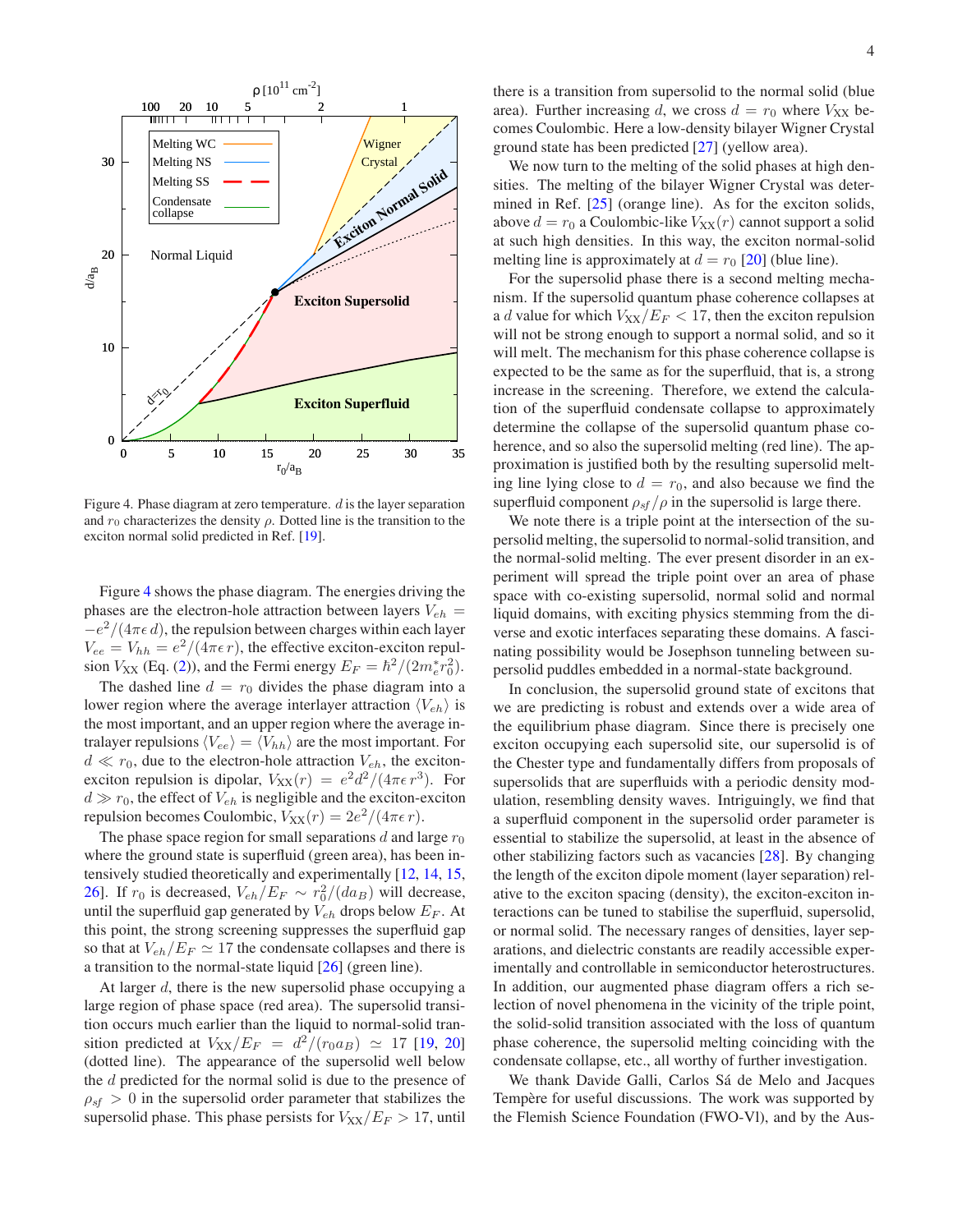Figure 4. Phase diagram at zero temperature. $d$ is the layer separation and $r_0$ characterizes the density $\rho$. Dotted line is the transition to the exciton normal solid predicted in Ref. [19].

Figure 4 shows the phase diagram. The energies driving the phases are the electron-hole attraction between layers $V_{eh} = -e^2/(4\pi\epsilon\, d)$, the repulsion between charges within each layer $V_{ee} = V_{hh} = e^2/(4\pi\epsilon\, r)$, the effective exciton-exciton repulsion $V_{\rm XX}$ (Eq. (2)), and the Fermi energy $E_F = \hbar^2/(2m_e^* r_0^2)$.

The dashed line $d = r_0$ divides the phase diagram into a lower region where the average interlayer attraction $\langle V_{eh}\rangle$ is the most important, and an upper region where the average intralayer repulsions $\langle V_{ee}\rangle = \langle V_{hh}\rangle$ are the most important. For $d \ll r_0$, due to the electron-hole attraction $V_{eh}$, the exciton-exciton repulsion is dipolar, $V_{\rm XX}(r) = e^2 d^2/(4\pi\epsilon\, r^3)$. For $d \gg r_0$, the effect of $V_{eh}$ is negligible and the exciton-exciton repulsion becomes Coulombic, $V_{\rm XX}(r) = 2e^2/(4\pi\epsilon\, r)$.

The phase space region for small separations $d$ and large $r_0$ where the ground state is superfluid (green area), has been intensively studied theoretically and experimentally [12, 14, 15, 26]. If $r_0$ is decreased, $V_{eh}/E_F \sim r_0^2/(d a_B)$ will decrease, until the superfluid gap generated by $V_{eh}$ drops below $E_F$. At this point, the strong screening suppresses the superfluid gap so that at $V_{eh}/E_F \simeq 17$ the condensate collapses and there is a transition to the normal-state liquid [26] (green line).

At larger $d$, there is the new supersolid phase occupying a large region of phase space (red area). The supersolid transition occurs much earlier than the liquid to normal-solid transition predicted at $V_{\rm XX}/E_F = d^2/(r_0 a_B) \simeq 17$ [19, 20] (dotted line). The appearance of the supersolid well below the $d$ predicted for the normal solid is due to the presence of $\rho_{sf} > 0$ in the supersolid order parameter that stabilizes the supersolid phase. This phase persists for $V_{\rm XX}/E_F > 17$, until there is a transition from supersolid to the normal solid (blue area). Further increasing $d$, we cross $d = r_0$ where $V_{\rm XX}$ becomes Coulombic. Here a low-density bilayer Wigner Crystal ground state has been predicted [27] (yellow area).

We now turn to the melting of the solid phases at high densities. The melting of the bilayer Wigner Crystal was determined in Ref. [25] (orange line). As for the exciton solids, above $d = r_0$ a Coulombic-like $V_{\rm XX}(r)$ cannot support a solid at such high densities. In this way, the exciton normal-solid melting line is approximately at $d = r_0$ [20] (blue line).

For the supersolid phase there is a second melting mechanism. If the supersolid quantum phase coherence collapses at a $d$ value for which $V_{\rm XX}/E_F < 17$, then the exciton repulsion will not be strong enough to support a normal solid, and so it will melt. The mechanism for this phase coherence collapse is expected to be the same as for the superfluid, that is, a strong increase in the screening. Therefore, we extend the calculation of the superfluid condensate collapse to approximately determine the collapse of the supersolid quantum phase coherence, and so also the supersolid melting (red line). The approximation is justified both by the resulting supersolid melting line lying close to $d = r_0$, and also because we find the superfluid component $\rho_{sf}/\rho$ in the supersolid is large there.

We note there is a triple point at the intersection of the supersolid melting, the supersolid to normal-solid transition, and the normal-solid melting. The ever present disorder in an experiment will spread the triple point over an area of phase space with co-existing supersolid, normal solid and normal liquid domains, with exciting physics stemming from the diverse and exotic interfaces separating these domains. A fascinating possibility would be Josephson tunneling between supersolid puddles embedded in a normal-state background.

In conclusion, the supersolid ground state of excitons that we are predicting is robust and extends over a wide area of the equilibrium phase diagram. Since there is precisely one exciton occupying each supersolid site, our supersolid is of the Chester type and fundamentally differs from proposals of supersolids that are superfluids with a periodic density modulation, resembling density waves. Intriguingly, we find that a superfluid component in the supersolid order parameter is essential to stabilize the supersolid, at least in the absence of other stabilizing factors such as vacancies [28]. By changing the length of the exciton dipole moment (layer separation) relative to the exciton spacing (density), the exciton-exciton interactions can be tuned to stabilise the superfluid, supersolid, or normal solid. The necessary ranges of densities, layer separations, and dielectric constants are readily accessible experimentally and controllable in semiconductor heterostructures. In addition, our augmented phase diagram offers a rich selection of novel phenomena in the vicinity of the triple point, the solid-solid transition associated with the loss of quantum phase coherence, the supersolid melting coinciding with the condensate collapse, etc., all worthy of further investigation.

We thank Davide Galli, Carlos Sá de Melo and Jacques Tempère for useful discussions. The work was supported by the Flemish Science Foundation (FWO-Vl), and by the Aus-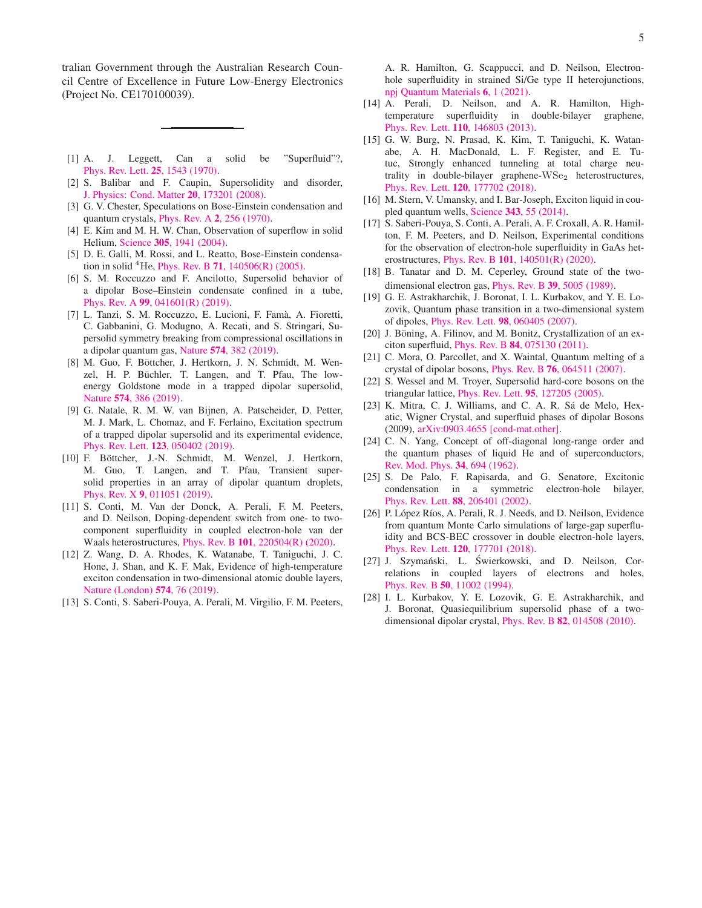tralian Government through the Australian Research Council Centre of Excellence in Future Low-Energy Electronics (Project No. CE170100039).

---

[1] A. J. Leggett, Can a solid be "Superfluid"?, Phys. Rev. Lett. **25**, 1543 (1970).

[2] S. Balibar and F. Caupin, Supersolidity and disorder, J. Physics: Cond. Matter **20**, 173201 (2008).

[3] G. V. Chester, Speculations on Bose-Einstein condensation and quantum crystals, Phys. Rev. A **2**, 256 (1970).

[4] E. Kim and M. H. W. Chan, Observation of superflow in solid Helium, Science **305**, 1941 (2004).

[5] D. E. Galli, M. Rossi, and L. Reatto, Bose-Einstein condensation in solid $^4$He, Phys. Rev. B **71**, 140506(R) (2005).

[6] S. M. Roccuzzo and F. Ancilotto, Supersolid behavior of a dipolar Bose–Einstein condensate confined in a tube, Phys. Rev. A **99**, 041601(R) (2019).

[7] L. Tanzi, S. M. Roccuzzo, E. Lucioni, F. Famà, A. Fioretti, C. Gabbanini, G. Modugno, A. Recati, and S. Stringari, Supersolid symmetry breaking from compressional oscillations in a dipolar quantum gas, Nature **574**, 382 (2019).

[8] M. Guo, F. Böttcher, J. Hertkorn, J. N. Schmidt, M. Wenzel, H. P. Büchler, T. Langen, and T. Pfau, The low-energy Goldstone mode in a trapped dipolar supersolid, Nature **574**, 386 (2019).

[9] G. Natale, R. M. W. van Bijnen, A. Patscheider, D. Petter, M. J. Mark, L. Chomaz, and F. Ferlaino, Excitation spectrum of a trapped dipolar supersolid and its experimental evidence, Phys. Rev. Lett. **123**, 050402 (2019).

[10] F. Böttcher, J.-N. Schmidt, M. Wenzel, J. Hertkorn, M. Guo, T. Langen, and T. Pfau, Transient supersolid properties in an array of dipolar quantum droplets, Phys. Rev. X **9**, 011051 (2019).

[11] S. Conti, M. Van der Donck, A. Perali, F. M. Peeters, and D. Neilson, Doping-dependent switch from one- to two-component superfluidity in coupled electron-hole van der Waals heterostructures, Phys. Rev. B **101**, 220504(R) (2020).

[12] Z. Wang, D. A. Rhodes, K. Watanabe, T. Taniguchi, J. C. Hone, J. Shan, and K. F. Mak, Evidence of high-temperature exciton condensation in two-dimensional atomic double layers, Nature (London) **574**, 76 (2019).

[13] S. Conti, S. Saberi-Pouya, A. Perali, M. Virgilio, F. M. Peeters, A. R. Hamilton, G. Scappucci, and D. Neilson, Electron-hole superfluidity in strained Si/Ge type II heterojunctions, npj Quantum Materials **6**, 1 (2021).

[14] A. Perali, D. Neilson, and A. R. Hamilton, High-temperature superfluidity in double-bilayer graphene, Phys. Rev. Lett. **110**, 146803 (2013).

[15] G. W. Burg, N. Prasad, K. Kim, T. Taniguchi, K. Watanabe, A. H. MacDonald, L. F. Register, and E. Tutuc, Strongly enhanced tunneling at total charge neutrality in double-bilayer graphene-$WSe_2$ heterostructures, Phys. Rev. Lett. **120**, 177702 (2018).

[16] M. Stern, V. Umansky, and I. Bar-Joseph, Exciton liquid in coupled quantum wells, Science **343**, 55 (2014).

[17] S. Saberi-Pouya, S. Conti, A. Perali, A. F. Croxall, A. R. Hamilton, F. M. Peeters, and D. Neilson, Experimental conditions for the observation of electron-hole superfluidity in GaAs heterostructures, Phys. Rev. B **101**, 140501(R) (2020).

[18] B. Tanatar and D. M. Ceperley, Ground state of the two-dimensional electron gas, Phys. Rev. B **39**, 5005 (1989).

[19] G. E. Astrakharchik, J. Boronat, I. L. Kurbakov, and Y. E. Lozovik, Quantum phase transition in a two-dimensional system of dipoles, Phys. Rev. Lett. **98**, 060405 (2007).

[20] J. Böning, A. Filinov, and M. Bonitz, Crystallization of an exciton superfluid, Phys. Rev. B **84**, 075130 (2011).

[21] C. Mora, O. Parcollet, and X. Waintal, Quantum melting of a crystal of dipolar bosons, Phys. Rev. B **76**, 064511 (2007).

[22] S. Wessel and M. Troyer, Supersolid hard-core bosons on the triangular lattice, Phys. Rev. Lett. **95**, 127205 (2005).

[23] K. Mitra, C. J. Williams, and C. A. R. Sá de Melo, Hexatic, Wigner Crystal, and superfluid phases of dipolar Bosons (2009), arXiv:0903.4655 [cond-mat.other].

[24] C. N. Yang, Concept of off-diagonal long-range order and the quantum phases of liquid He and of superconductors, Rev. Mod. Phys. **34**, 694 (1962).

[25] S. De Palo, F. Rapisarda, and G. Senatore, Excitonic condensation in a symmetric electron-hole bilayer, Phys. Rev. Lett. **88**, 206401 (2002).

[26] P. López Ríos, A. Perali, R. J. Needs, and D. Neilson, Evidence from quantum Monte Carlo simulations of large-gap superfluidity and BCS-BEC crossover in double electron-hole layers, Phys. Rev. Lett. **120**, 177701 (2018).

[27] J. Szymański, L. Świerkowski, and D. Neilson, Correlations in coupled layers of electrons and holes, Phys. Rev. B **50**, 11002 (1994).

[28] I. L. Kurbakov, Y. E. Lozovik, G. E. Astrakharchik, and J. Boronat, Quasiequilibrium supersolid phase of a two-dimensional dipolar crystal, Phys. Rev. B **82**, 014508 (2010).